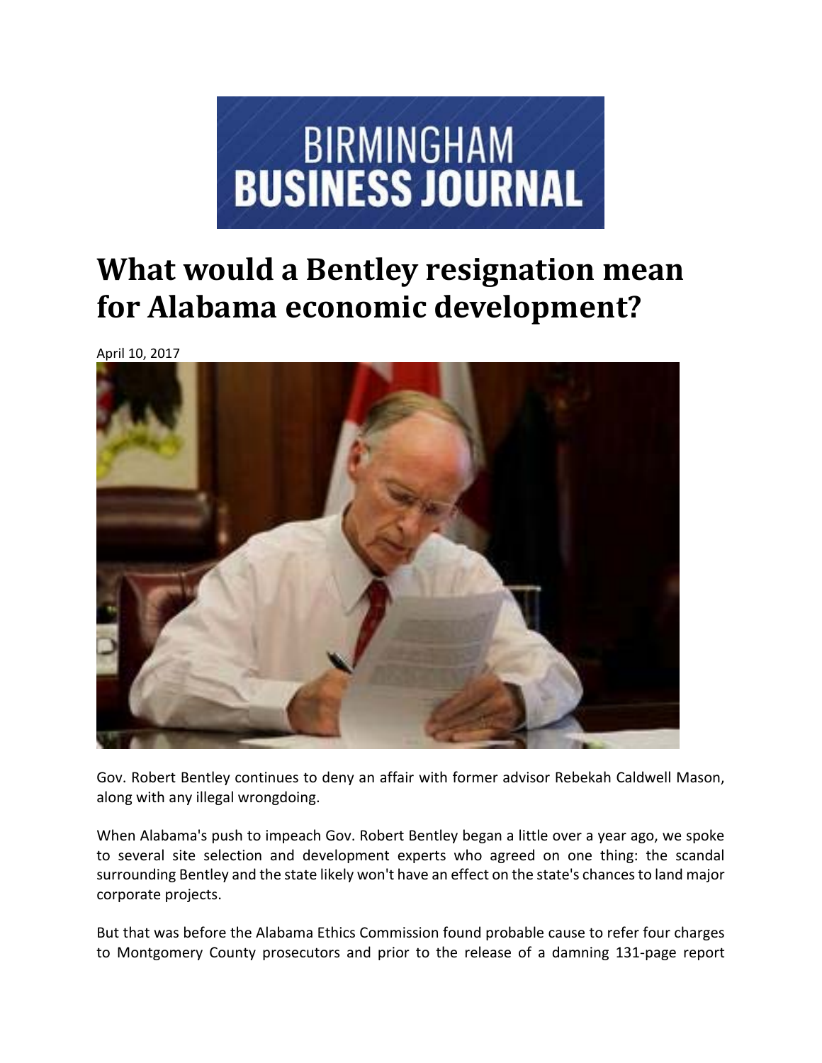BIRMINGHAM BUSINESS JOURNAL

# What would a Bentley resignation mean for Alabama economic development?

April 10, 2017

Gov. Robert Bentley continues to deny an affair with former advisor Rebekah Caldwell Mason, along with any illegal wrongdoing.

When Alabama's push to impeach Gov. Robert Bentley began a little over a year ago, we spoke to several site selection and development experts who agreed on one thing: the scandal surrounding Bentley and the state likely won't have an effect on the state's chances to land major corporate projects.

But that was before the Alabama Ethics Commission found probable cause to refer four charges to Montgomery County prosecutors and prior to the release of a damning 131-page report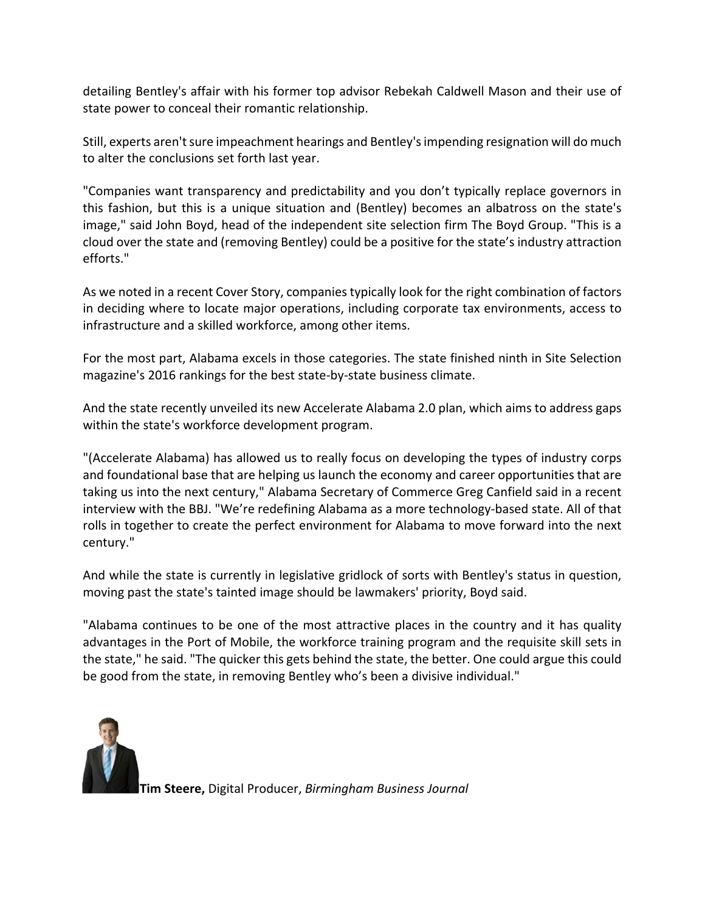detailing Bentley's affair with his former top advisor Rebekah Caldwell Mason and their use of state power to conceal their romantic relationship.

Still, experts aren't sure impeachment hearings and Bentley's impending resignation will do much to alter the conclusions set forth last year.

"Companies want transparency and predictability and you don't typically replace governors in this fashion, but this is a unique situation and (Bentley) becomes an albatross on the state's image," said John Boyd, head of the independent site selection firm The Boyd Group. "This is a cloud over the state and (removing Bentley) could be a positive for the state's industry attraction efforts."

As we noted in a recent Cover Story, companies typically look for the right combination of factors in deciding where to locate major operations, including corporate tax environments, access to infrastructure and a skilled workforce, among other items.

For the most part, Alabama excels in those categories. The state finished ninth in Site Selection magazine's 2016 rankings for the best state-by-state business climate.

And the state recently unveiled its new Accelerate Alabama 2.0 plan, which aims to address gaps within the state's workforce development program.

"(Accelerate Alabama) has allowed us to really focus on developing the types of industry corps and foundational base that are helping us launch the economy and career opportunities that are taking us into the next century," Alabama Secretary of Commerce Greg Canfield said in a recent interview with the BBJ. "We're redefining Alabama as a more technology-based state. All of that rolls in together to create the perfect environment for Alabama to move forward into the next century."

And while the state is currently in legislative gridlock of sorts with Bentley's status in question, moving past the state's tainted image should be lawmakers' priority, Boyd said.

"Alabama continues to be one of the most attractive places in the country and it has quality advantages in the Port of Mobile, the workforce training program and the requisite skill sets in the state," he said. "The quicker this gets behind the state, the better. One could argue this could be good from the state, in removing Bentley who's been a divisive individual."

**Tim Steere,** Digital Producer, *Birmingham Business Journal*